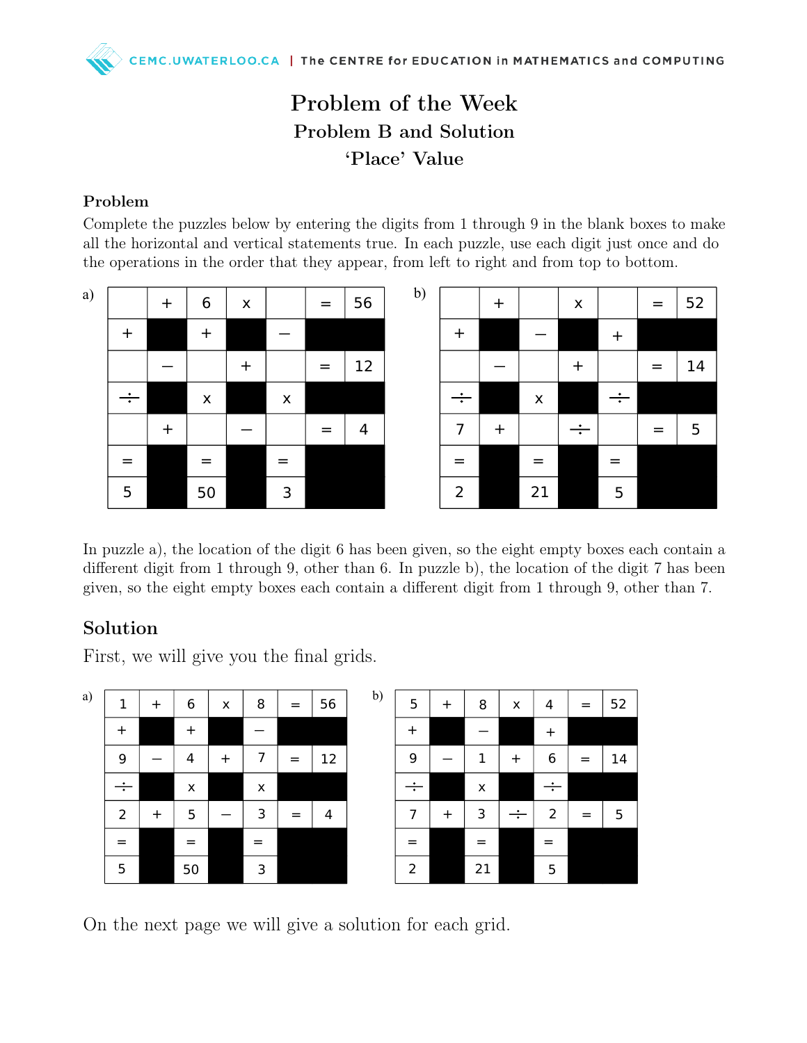# Problem of the Week

## Problem B and Solution

## ‘Place’ Value

### Problem

Complete the puzzles below by entering the digits from 1 through 9 in the blank boxes to make all the horizontal and vertical statements true. In each puzzle, use each digit just once and do the operations in the order that they appear, from left to right and from top to bottom.

a)

| | + | 6 | x | | = | 56 |
|---|---|---|---|---|---|---|
| + | | + | | − | | |
| | − | | + | | = | 12 |
| ÷ | | x | | x | | |
| | + | | − | | = | 4 |
| = | | = | | = | | |
| 5 | | 50 | | 3 | | |

b)

| | + | | x | | = | 52 |
|---|---|---|---|---|---|---|
| + | | − | | + | | |
| | − | | + | | = | 14 |
| ÷ | | x | | ÷ | | |
| 7 | + | | ÷ | | = | 5 |
| = | | = | | = | | |
| 2 | | 21 | | 5 | | |

In puzzle a), the location of the digit 6 has been given, so the eight empty boxes each contain a different digit from 1 through 9, other than 6. In puzzle b), the location of the digit 7 has been given, so the eight empty boxes each contain a different digit from 1 through 9, other than 7.

### Solution

First, we will give you the final grids.

a)

| 1 | + | 6 | x | 8 | = | 56 |
|---|---|---|---|---|---|---|
| + | | + | | − | | |
| 9 | − | 4 | + | 7 | = | 12 |
| ÷ | | x | | x | | |
| 2 | + | 5 | − | 3 | = | 4 |
| = | | = | | = | | |
| 5 | | 50 | | 3 | | |

b)

| 5 | + | 8 | x | 4 | = | 52 |
|---|---|---|---|---|---|---|
| + | | − | | + | | |
| 9 | − | 1 | + | 6 | = | 14 |
| ÷ | | x | | ÷ | | |
| 7 | + | 3 | ÷ | 2 | = | 5 |
| = | | = | | = | | |
| 2 | | 21 | | 5 | | |

On the next page we will give a solution for each grid.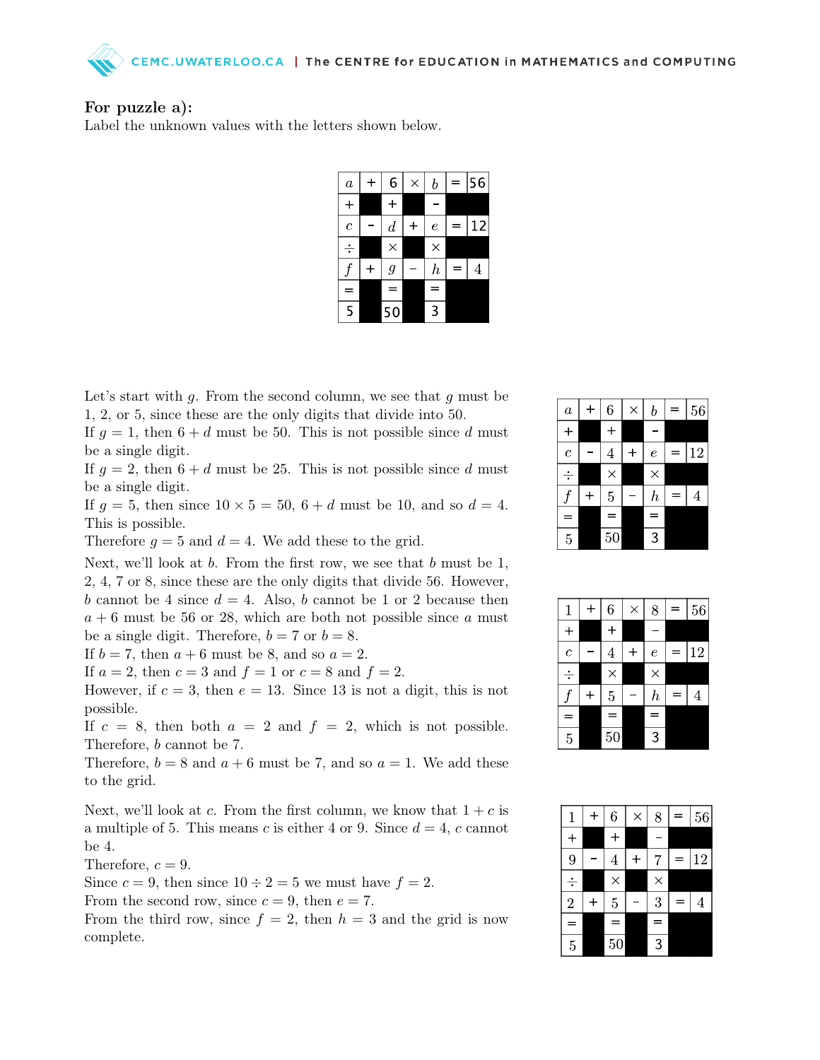**For puzzle a):**

Label the unknown values with the letters shown below.

| $a$ | + | 6 | × | $b$ | = | 56 |
|---|---|---|---|---|---|---|
| + | | + | | - | | |
| $c$ | - | $d$ | + | $e$ | = | 12 |
| ÷ | | × | | × | | |
| $f$ | + | $g$ | - | $h$ | = | 4 |
| = | | = | | = | | |
| 5 | | 50 | | 3 | | |

Let's start with $g$. From the second column, we see that $g$ must be 1, 2, or 5, since these are the only digits that divide into 50.

If $g = 1$, then $6 + d$ must be 50. This is not possible since $d$ must be a single digit.

If $g = 2$, then $6 + d$ must be 25. This is not possible since $d$ must be a single digit.

If $g = 5$, then since $10 \times 5 = 50$, $6 + d$ must be 10, and so $d = 4$. This is possible.

Therefore $g = 5$ and $d = 4$. We add these to the grid.

| $a$ | + | 6 | × | $b$ | = | 56 |
|---|---|---|---|---|---|---|
| + | | + | | - | | |
| $c$ | - | 4 | + | $e$ | = | 12 |
| ÷ | | × | | × | | |
| $f$ | + | 5 | - | $h$ | = | 4 |
| = | | = | | = | | |
| 5 | | 50 | | 3 | | |

Next, we'll look at $b$. From the first row, we see that $b$ must be 1, 2, 4, 7 or 8, since these are the only digits that divide 56. However, $b$ cannot be 4 since $d = 4$. Also, $b$ cannot be 1 or 2 because then $a + 6$ must be 56 or 28, which are both not possible since $a$ must be a single digit. Therefore, $b = 7$ or $b = 8$.

If $b = 7$, then $a + 6$ must be 8, and so $a = 2$.

If $a = 2$, then $c = 3$ and $f = 1$ or $c = 8$ and $f = 2$.

However, if $c = 3$, then $e = 13$. Since 13 is not a digit, this is not possible.

If $c = 8$, then both $a = 2$ and $f = 2$, which is not possible. Therefore, $b$ cannot be 7.

Therefore, $b = 8$ and $a + 6$ must be 7, and so $a = 1$. We add these to the grid.

| 1 | + | 6 | × | 8 | = | 56 |
|---|---|---|---|---|---|---|
| + | | + | | − | | |
| $c$ | - | 4 | + | $e$ | = | 12 |
| ÷ | | × | | × | | |
| $f$ | + | 5 | - | $h$ | = | 4 |
| = | | = | | = | | |
| 5 | | 50 | | 3 | | |

Next, we'll look at $c$. From the first column, we know that $1 + c$ is a multiple of 5. This means $c$ is either 4 or 9. Since $d = 4$, $c$ cannot be 4.

Therefore, $c = 9$.

Since $c = 9$, then since $10 \div 2 = 5$ we must have $f = 2$.

From the second row, since $c = 9$, then $e = 7$.

From the third row, since $f = 2$, then $h = 3$ and the grid is now complete.

| 1 | + | 6 | × | 8 | = | 56 |
|---|---|---|---|---|---|---|
| + | | + | | − | | |
| 9 | - | 4 | + | 7 | = | 12 |
| ÷ | | × | | × | | |
| 2 | + | 5 | - | 3 | = | 4 |
| = | | = | | = | | |
| 5 | | 50 | | 3 | | |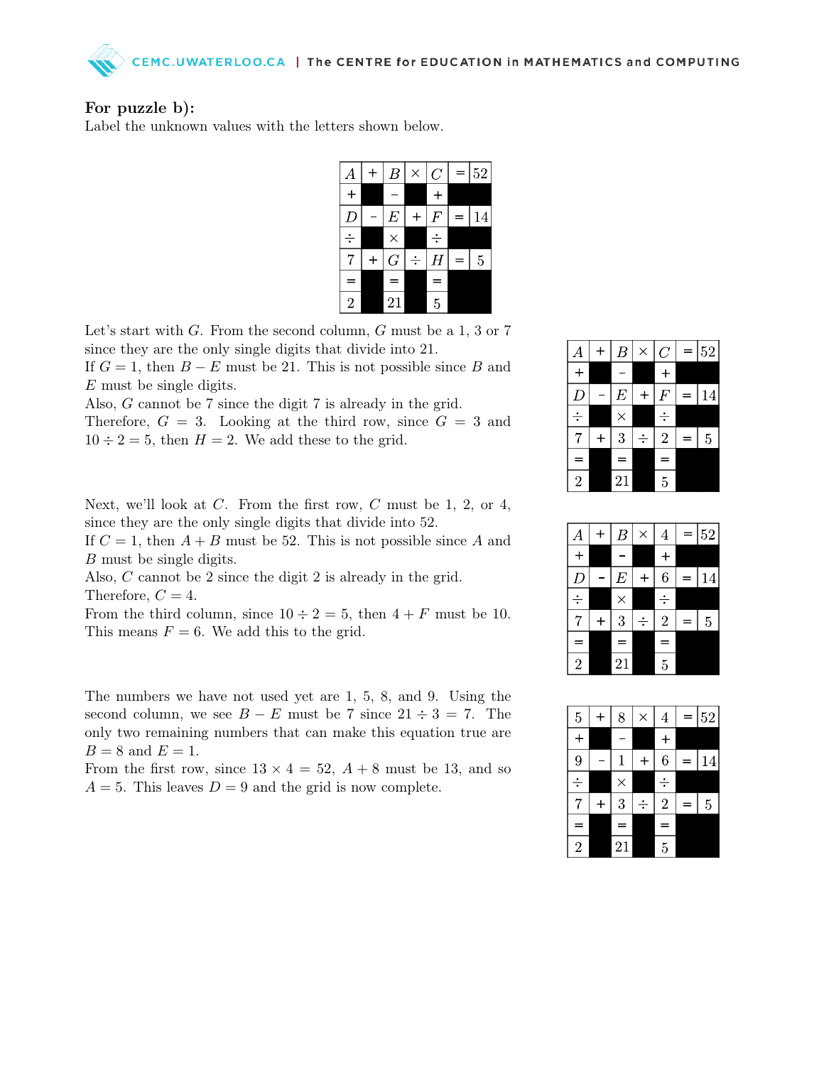**For puzzle b):**

Label the unknown values with the letters shown below.

| | | | | | | |
|---|---|---|---|---|---|---|
| $A$ | + | $B$ | × | $C$ | = | 52 |
| + | | − | | + | | |
| $D$ | - | $E$ | + | $F$ | = | 14 |
| ÷ | | × | | ÷ | | |
| 7 | + | $G$ | ÷ | $H$ | = | 5 |
| = | | = | | = | | |
| 2 | | 21 | | 5 | | |

Let's start with $G$. From the second column, $G$ must be a 1, 3 or 7 since they are the only single digits that divide into 21.

If $G = 1$, then $B - E$ must be 21. This is not possible since $B$ and $E$ must be single digits.

Also, $G$ cannot be 7 since the digit 7 is already in the grid.

Therefore, $G = 3$. Looking at the third row, since $G = 3$ and $10 \div 2 = 5$, then $H = 2$. We add these to the grid.

| | | | | | | |
|---|---|---|---|---|---|---|
| $A$ | + | $B$ | × | $C$ | = | 52 |
| + | | − | | + | | |
| $D$ | - | $E$ | + | $F$ | = | 14 |
| ÷ | | × | | ÷ | | |
| 7 | + | 3 | ÷ | 2 | = | 5 |
| = | | = | | = | | |
| 2 | | 21 | | 5 | | |

Next, we'll look at $C$. From the first row, $C$ must be 1, 2, or 4, since they are the only single digits that divide into 52.

If $C = 1$, then $A + B$ must be 52. This is not possible since $A$ and $B$ must be single digits.

Also, $C$ cannot be 2 since the digit 2 is already in the grid.

Therefore, $C = 4$.

From the third column, since $10 \div 2 = 5$, then $4 + F$ must be 10. This means $F = 6$. We add this to the grid.

| | | | | | | |
|---|---|---|---|---|---|---|
| $A$ | + | $B$ | × | 4 | = | 52 |
| + | | - | | + | | |
| $D$ | - | $E$ | + | 6 | = | 14 |
| ÷ | | × | | ÷ | | |
| 7 | + | 3 | ÷ | 2 | = | 5 |
| = | | = | | = | | |
| 2 | | 21 | | 5 | | |

The numbers we have not used yet are 1, 5, 8, and 9. Using the second column, we see $B - E$ must be 7 since $21 \div 3 = 7$. The only two remaining numbers that can make this equation true are $B = 8$ and $E = 1$.

From the first row, since $13 \times 4 = 52$, $A + 8$ must be 13, and so $A = 5$. This leaves $D = 9$ and the grid is now complete.

| | | | | | | |
|---|---|---|---|---|---|---|
| 5 | + | 8 | × | 4 | = | 52 |
| + | | − | | + | | |
| 9 | - | 1 | + | 6 | = | 14 |
| ÷ | | × | | ÷ | | |
| 7 | + | 3 | ÷ | 2 | = | 5 |
| = | | = | | = | | |
| 2 | | 21 | | 5 | | |